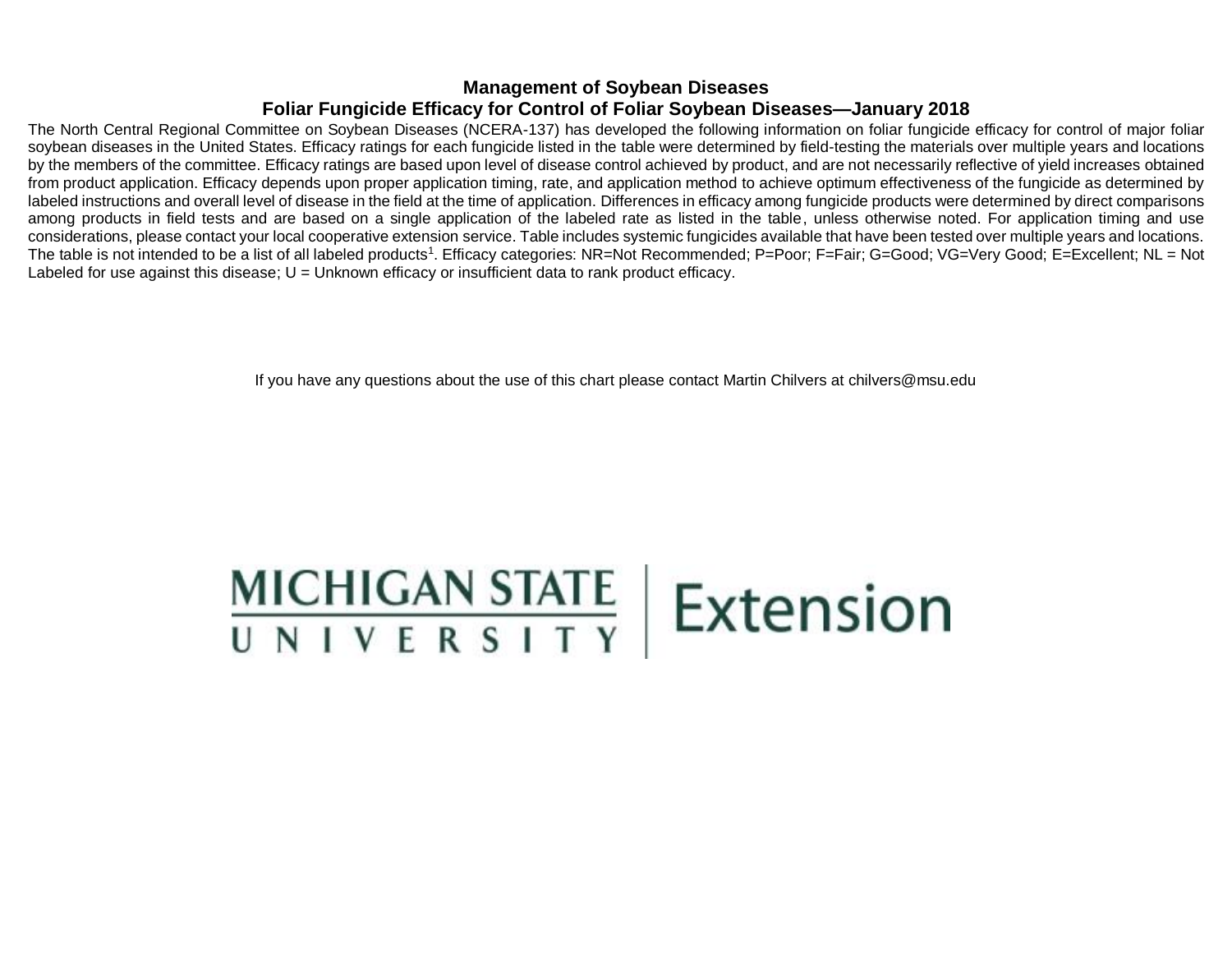# Management of Soybean Diseases

## Foliar Fungicide Efficacy for Control of Foliar Soybean Diseases—January 2018

The North Central Regional Committee on Soybean Diseases (NCERA-137) has developed the following information on foliar fungicide efficacy for control of major foliar soybean diseases in the United States. Efficacy ratings for each fungicide listed in the table were determined by field-testing the materials over multiple years and locations by the members of the committee. Efficacy ratings are based upon level of disease control achieved by product, and are not necessarily reflective of yield increases obtained from product application. Efficacy depends upon proper application timing, rate, and application method to achieve optimum effectiveness of the fungicide as determined by labeled instructions and overall level of disease in the field at the time of application. Differences in efficacy among fungicide products were determined by direct comparisons among products in field tests and are based on a single application of the labeled rate as listed in the table, unless otherwise noted. For application timing and use considerations, please contact your local cooperative extension service. Table includes systemic fungicides available that have been tested over multiple years and locations. The table is not intended to be a list of all labeled products[1]. Efficacy categories: NR=Not Recommended; P=Poor; F=Fair; G=Good; VG=Very Good; E=Excellent; NL = Not Labeled for use against this disease; U = Unknown efficacy or insufficient data to rank product efficacy.

If you have any questions about the use of this chart please contact Martin Chilvers at chilvers@msu.edu

MICHIGAN STATE UNIVERSITY | Extension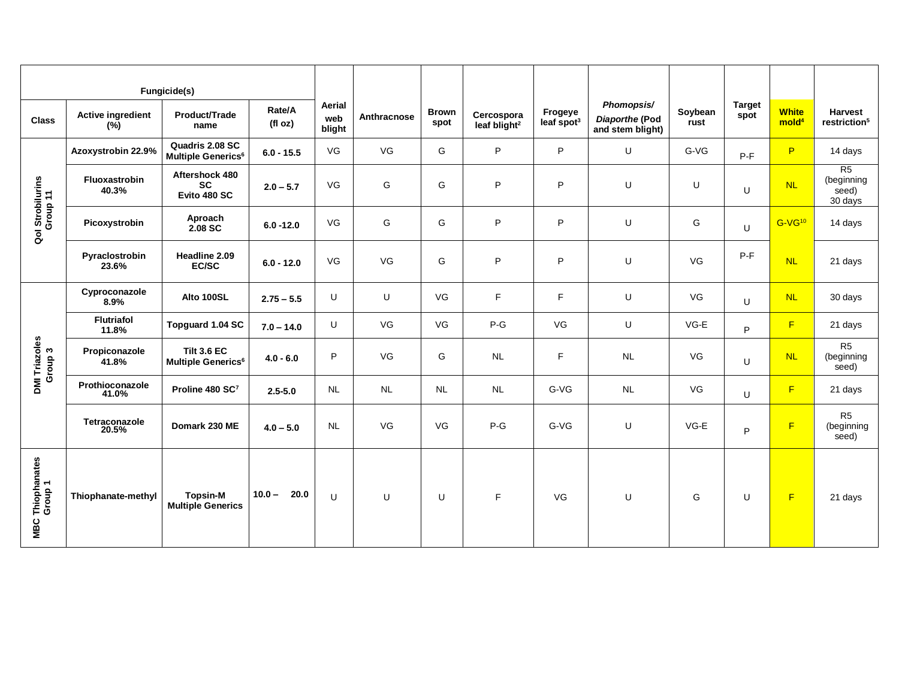| Fungicide(s) | | | | Aerial web blight | Anthracnose | Brown spot | Cercospora leaf blight[2] | Frogeye leaf spot[3] | *Phomopsis/ Diaporthe* (Pod and stem blight) | Soybean rust | Target spot | White mold[4] | Harvest restriction[5] |
|---|---|---|---|---|---|---|---|---|---|---|---|---|---|
| Class | Active ingredient (%) | Product/Trade name | Rate/A (fl oz) | | | | | | | | | | |
| QoI Strobilurins Group 11 | Azoxystrobin 22.9% | Quadris 2.08 SC Multiple Generics[6] | 6.0 - 15.5 | VG | VG | G | P | P | U | G-VG | P-F | P | 14 days |
| | Fluoxastrobin 40.3% | Aftershock 480 SC Evito 480 SC | 2.0 – 5.7 | VG | G | G | P | P | U | U | U | NL | R5 (beginning seed) 30 days |
| | Picoxystrobin | Aproach 2.08 SC | 6.0 -12.0 | VG | G | G | P | P | U | G | U | G-VG[10] | 14 days |
| | Pyraclostrobin 23.6% | Headline 2.09 EC/SC | 6.0 - 12.0 | VG | VG | G | P | P | U | VG | P-F | NL | 21 days |
| DMI Triazoles Group 3 | Cyproconazole 8.9% | Alto 100SL | 2.75 – 5.5 | U | U | VG | F | F | U | VG | U | NL | 30 days |
| | Flutriafol 11.8% | Topguard 1.04 SC | 7.0 – 14.0 | U | VG | VG | P-G | VG | U | VG-E | P | F | 21 days |
| | Propiconazole 41.8% | Tilt 3.6 EC Multiple Generics[6] | 4.0 - 6.0 | P | VG | G | NL | F | NL | VG | U | NL | R5 (beginning seed) |
| | Prothioconazole 41.0% | Proline 480 SC[7] | 2.5-5.0 | NL | NL | NL | NL | G-VG | NL | VG | U | F | 21 days |
| | Tetraconazole 20.5% | Domark 230 ME | 4.0 – 5.0 | NL | VG | VG | P-G | G-VG | U | VG-E | P | F | R5 (beginning seed) |
| MBC Thiophanates Group 1 | Thiophanate-methyl | Topsin-M Multiple Generics | 10.0 – 20.0 | U | U | U | F | VG | U | G | U | F | 21 days |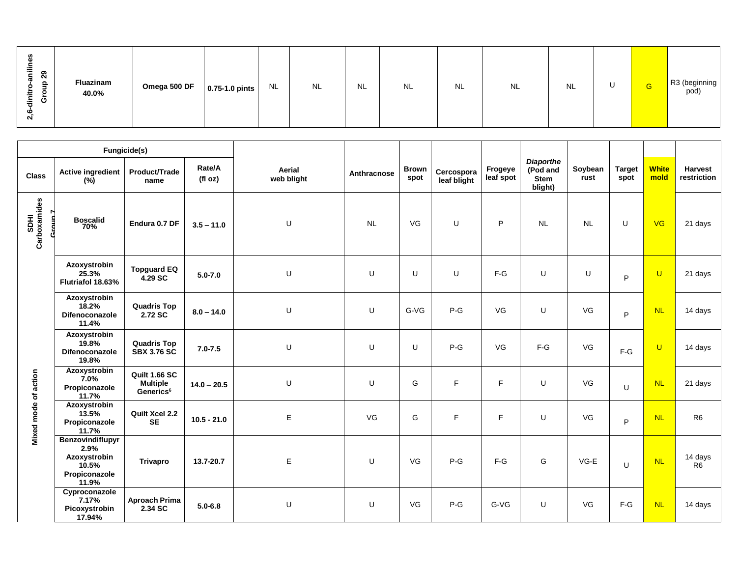| 2,6-dinitro-anilines Group 29 | Fluazinam 40.0% | Omega 500 DF | 0.75-1.0 pints | NL | NL | NL | NL | NL | NL | NL | U | G | R3 (beginning pod) |
|---|---|---|---|---|---|---|---|---|---|---|---|---|---|

| Fungicide(s) | | | | | | | | | | | | | |
|---|---|---|---|---|---|---|---|---|---|---|---|---|---|
| **Class** | **Active ingredient (%)** | **Product/Trade name** | **Rate/A (fl oz)** | **Aerial web blight** | **Anthracnose** | **Brown spot** | **Cercospora leaf blight** | **Frogeye leaf spot** | ***Diaporthe* (Pod and Stem blight)** | **Soybean rust** | **Target spot** | **White mold** | **Harvest restriction** |
| SDHI Carboxamides Group 7 | **Boscalid 70%** | **Endura 0.7 DF** | **3.5 – 11.0** | U | NL | VG | U | P | NL | NL | U | VG | 21 days |
| Mixed mode of action | **Azoxystrobin 25.3% Flutriafol 18.63%** | **Topguard EQ 4.29 SC** | **5.0-7.0** | U | U | U | U | F-G | U | U | P | U | 21 days |
| | **Azoxystrobin 18.2% Difenoconazole 11.4%** | **Quadris Top 2.72 SC** | **8.0 – 14.0** | U | U | G-VG | P-G | VG | U | VG | P | NL | 14 days |
| | **Azoxystrobin 19.8% Difenoconazole 19.8%** | **Quadris Top SBX 3.76 SC** | **7.0-7.5** | U | U | U | P-G | VG | F-G | VG | F-G | U | 14 days |
| | **Azoxystrobin 7.0% Propiconazole 11.7%** | **Quilt 1.66 SC Multiple Generics[6]** | **14.0 – 20.5** | U | U | G | F | F | U | VG | U | NL | 21 days |
| | **Azoxystrobin 13.5% Propiconazole 11.7%** | **Quilt Xcel 2.2 SE** | **10.5 - 21.0** | E | VG | G | F | F | U | VG | P | NL | R6 |
| | **Benzovindiflupyr 2.9% Azoxystrobin 10.5% Propiconazole 11.9%** | **Trivapro** | **13.7-20.7** | E | U | VG | P-G | F-G | G | VG-E | U | NL | 14 days R6 |
| | **Cyproconazole 7.17% Picoxystrobin 17.94%** | **Aproach Prima 2.34 SC** | **5.0-6.8** | U | U | VG | P-G | G-VG | U | VG | F-G | NL | 14 days |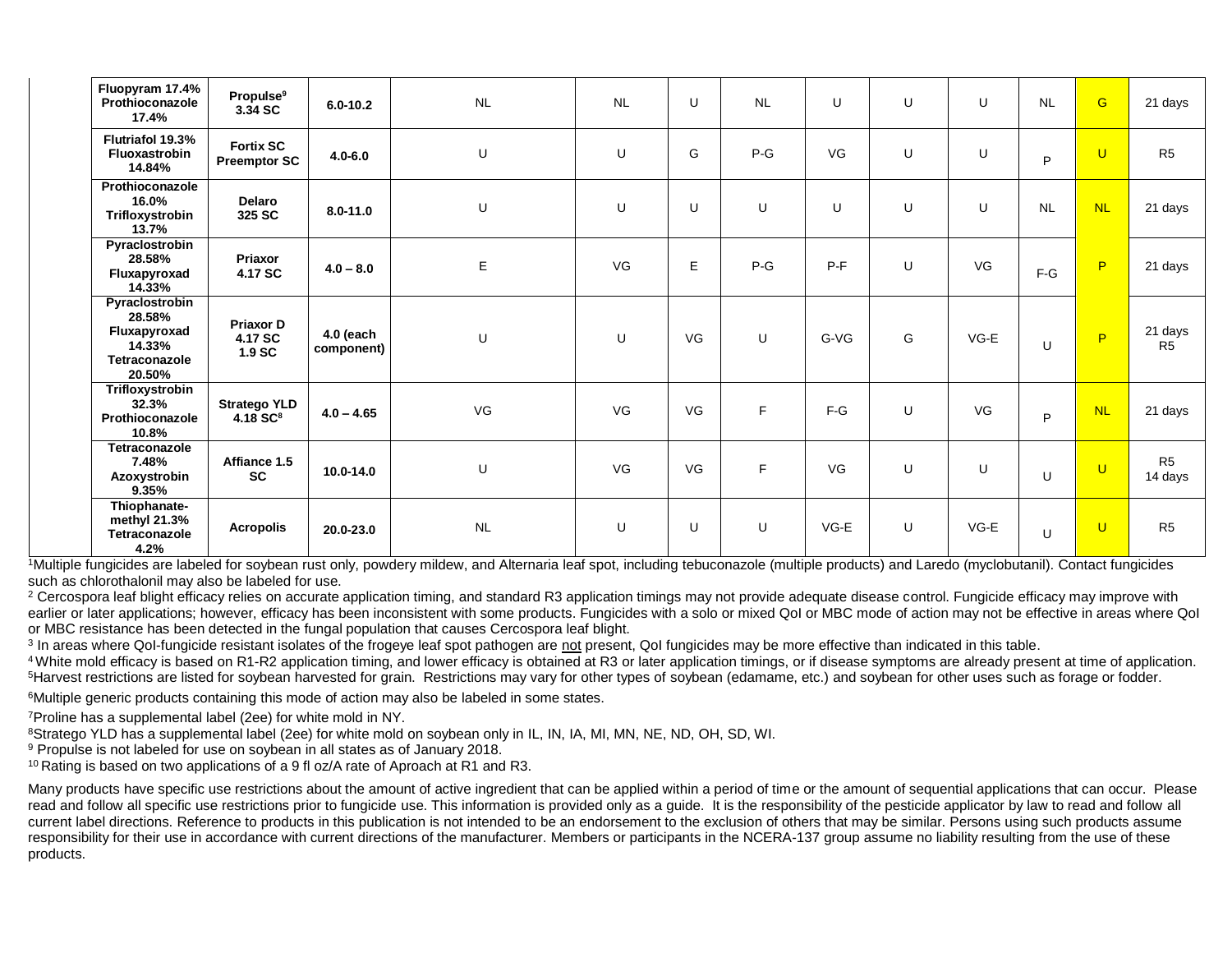| | | | | | | | | | | | | |
|---|---|---|---|---|---|---|---|---|---|---|---|---|
| Fluopyram 17.4% Prothioconazole 17.4% | Propulse[9] 3.34 SC | 6.0-10.2 | NL | NL | U | NL | U | U | U | NL | G | 21 days |
| Flutriafol 19.3% Fluoxastrobin 14.84% | Fortix SC Preemptor SC | 4.0-6.0 | U | U | G | P-G | VG | U | U | P | U | R5 |
| Prothioconazole 16.0% Trifloxystrobin 13.7% | Delaro 325 SC | 8.0-11.0 | U | U | U | U | U | U | U | NL | NL | 21 days |
| Pyraclostrobin 28.58% Fluxapyroxad 14.33% | Priaxor 4.17 SC | 4.0 – 8.0 | E | VG | E | P-G | P-F | U | VG | F-G | P | 21 days |
| Pyraclostrobin 28.58% Fluxapyroxad 14.33% Tetraconazole 20.50% | Priaxor D 4.17 SC 1.9 SC | 4.0 (each component) | U | U | VG | U | G-VG | G | VG-E | U | P | 21 days R5 |
| Trifloxystrobin 32.3% Prothioconazole 10.8% | Stratego YLD 4.18 SC[8] | 4.0 – 4.65 | VG | VG | VG | F | F-G | U | VG | P | NL | 21 days |
| Tetraconazole 7.48% Azoxystrobin 9.35% | Affiance 1.5 SC | 10.0-14.0 | U | VG | VG | F | VG | U | U | U | U | R5 14 days |
| Thiophanate-methyl 21.3% Tetraconazole 4.2% | Acropolis | 20.0-23.0 | NL | U | U | U | VG-E | U | VG-E | U | U | R5 |

[1]Multiple fungicides are labeled for soybean rust only, powdery mildew, and Alternaria leaf spot, including tebuconazole (multiple products) and Laredo (myclobutanil). Contact fungicides such as chlorothalonil may also be labeled for use.

[2] Cercospora leaf blight efficacy relies on accurate application timing, and standard R3 application timings may not provide adequate disease control. Fungicide efficacy may improve with earlier or later applications; however, efficacy has been inconsistent with some products. Fungicides with a solo or mixed QoI or MBC mode of action may not be effective in areas where QoI or MBC resistance has been detected in the fungal population that causes Cercospora leaf blight.

[3] In areas where QoI-fungicide resistant isolates of the frogeye leaf spot pathogen are not present, QoI fungicides may be more effective than indicated in this table.

[4] White mold efficacy is based on R1-R2 application timing, and lower efficacy is obtained at R3 or later application timings, or if disease symptoms are already present at time of application.

[5]Harvest restrictions are listed for soybean harvested for grain. Restrictions may vary for other types of soybean (edamame, etc.) and soybean for other uses such as forage or fodder.

[6]Multiple generic products containing this mode of action may also be labeled in some states.

[7]Proline has a supplemental label (2ee) for white mold in NY.

[8]Stratego YLD has a supplemental label (2ee) for white mold on soybean only in IL, IN, IA, MI, MN, NE, ND, OH, SD, WI.

[9] Propulse is not labeled for use on soybean in all states as of January 2018.

[10] Rating is based on two applications of a 9 fl oz/A rate of Aproach at R1 and R3.

Many products have specific use restrictions about the amount of active ingredient that can be applied within a period of time or the amount of sequential applications that can occur. Please read and follow all specific use restrictions prior to fungicide use. This information is provided only as a guide. It is the responsibility of the pesticide applicator by law to read and follow all current label directions. Reference to products in this publication is not intended to be an endorsement to the exclusion of others that may be similar. Persons using such products assume responsibility for their use in accordance with current directions of the manufacturer. Members or participants in the NCERA-137 group assume no liability resulting from the use of these products.